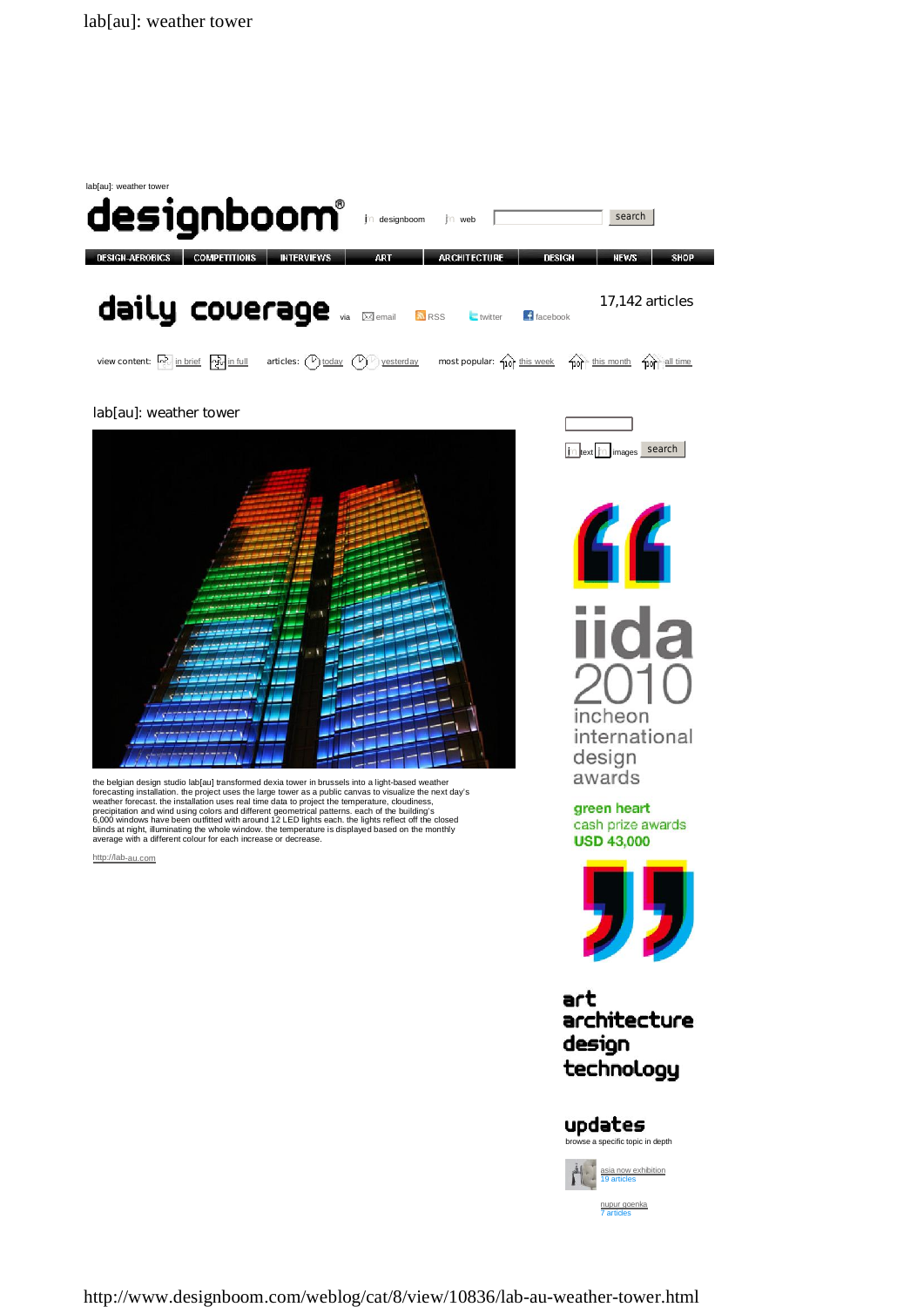lab[au]: weather tower

# designboom®

designboom web search

DESIGN-AEROBICS | COMPETITIONS | INTERVIEWS | ART | ARCHITECTURE | DESIGN | NEWS | SHOP

## daily coverage

via email RSS twitter facebook

17,142 articles

view content: in brief in full articles: today yesterday most popular: this week this month all time

### lab[au]: weather tower

the belgian design studio lab[au] transformed dexia tower in brussels into a light-based weather forecasting installation. the project uses the large tower as a public canvas to visualize the next day's weather forecast. the installation uses real time data to project the temperature, cloudiness, precipitation and wind using colors and different geometrical patterns. each of the building's 6,000 windows have been outfitted with around 12 LED lights each. the lights reflect off the closed blinds at night, illuminating the whole window. the temperature is displayed based on the monthly average with a different colour for each increase or decrease.

http://lab-au.com

text images search

iida 2010
incheon international design awards

green heart
cash prize awards
USD 43,000

art
architecture
design
technology

updates
browse a specific topic in depth

asia now exhibition
19 articles

nupur goenka
7 articles

http://www.designboom.com/weblog/cat/8/view/10836/lab-au-weather-tower.html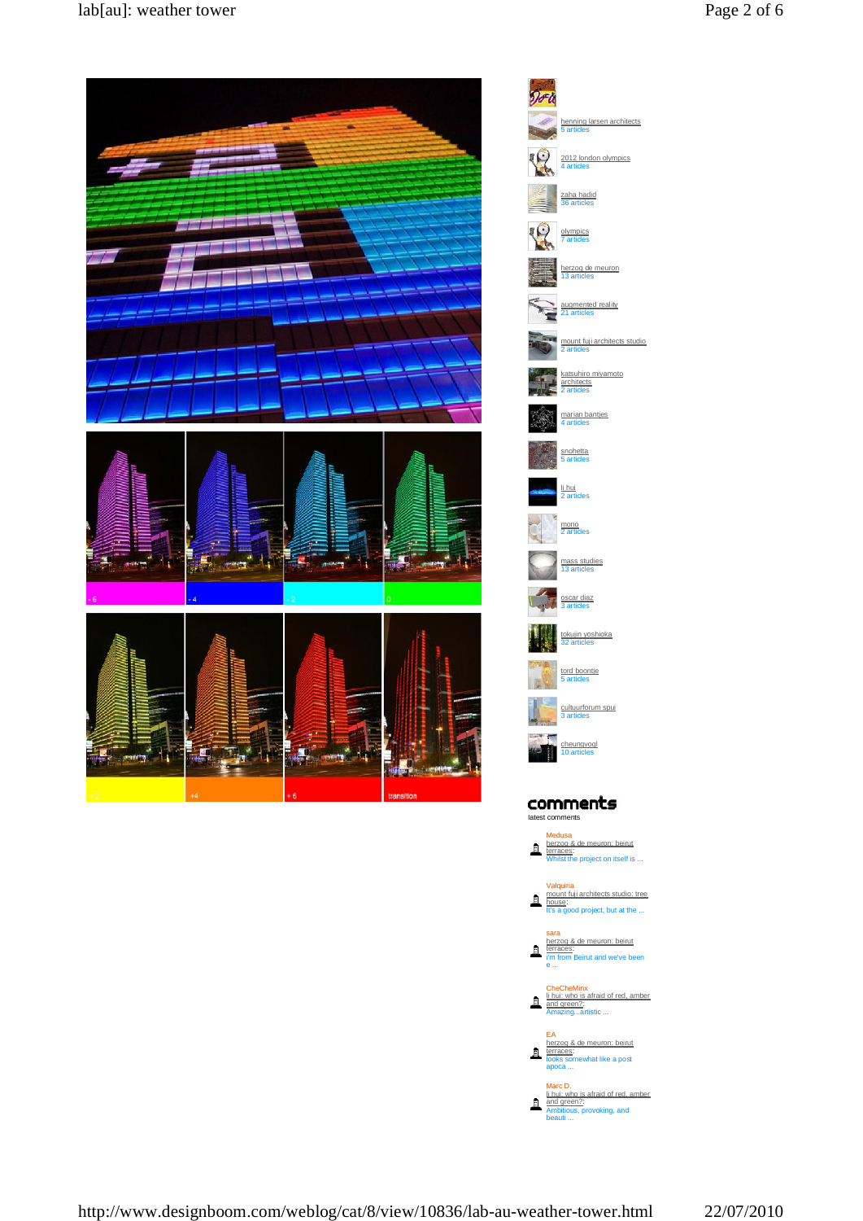- 6 | - 4 | - 2 | 0

+ 2 | +4 | + 6 | transition

henning larsen architects
5 articles

2012 london olympics
4 articles

zaha hadid
36 articles

olympics
7 articles

herzog de meuron
13 articles

augmented reality
21 articles

mount fuji architects studio
2 articles

katsuhiro miyamoto architects
2 articles

marian bantjes
4 articles

snohetta
5 articles

li hui
2 articles

mono
2 articles

mass studies
13 articles

oscar diaz
3 articles

tokujin yoshioka
32 articles

tord boontje
5 articles

cultuurforum spui
3 articles

cheungvogl
10 articles

## comments

latest comments

Medusa
herzog & de meuron: beirut terraces:
Whilst the project on itself is ...

Valquiria
mount fuji architects studio: tree house:
It's a good project, but at the ...

sara
herzog & de meuron: beirut terraces:
i'm from Beirut and we've been e ...

CheCheMinx
li hui: who is afraid of red, amber and green?:
Amazing...artistic ...

EA
herzog & de meuron: beirut terraces:
looks somewhat like a post apoca ...

Marc D.
li hui: who is afraid of red, amber and green?:
Ambitious, provoking, and beauti ...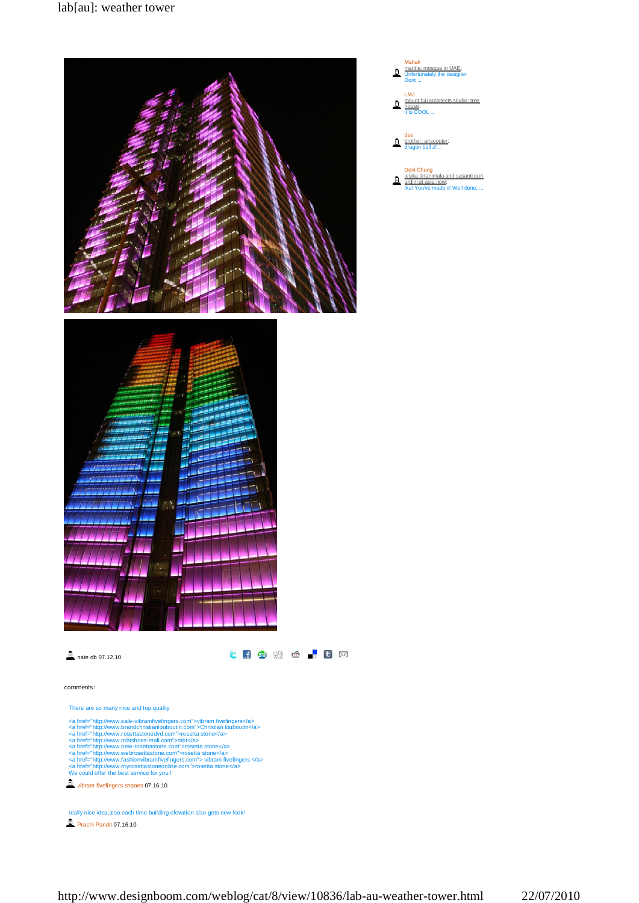Mahak
mantle: mosque in UAE:
Unfortunately,the designer
Dont ...

LMJ
mount fuji architects studio: tree house:
it is COOL ...

dee
brother: airscouter:
dragon ball z! ...

Deni Chung
jesika tirtanimala and sasanti puri ardini at asia now:
Ika! You've made it! Well done. ...

nate db 07.12.10

comments:

There are so many nice and top quality

<a href="http://www.sale-vibramfivefingers.com">vibram fivefingers</a>
<a href="http://www.brandchristianlouboutin.com">Christian louboutin</a>
<a href="http://www.rosettastonedvd.com">rosetta stone</a>
<a href="http://www.mbtshoes-mall.com">mbt</a>
<a href="http://www.new-rosettastone.com">rosetta stone</a>
<a href="http://www.webrosettastone.com">rosetta stone</a>
<a href="http://www.fashionvibramfivefingers.com"> vibram fivefingers </a>
<a href="http://www.myrosettastoneonline.com">rosetta stone</a>
We could offer the best service for you !

vibram fivefingers shsoes 07.16.10

really nice idea,also each time building elevation also gets new look!

Prachi Pandit 07.16.10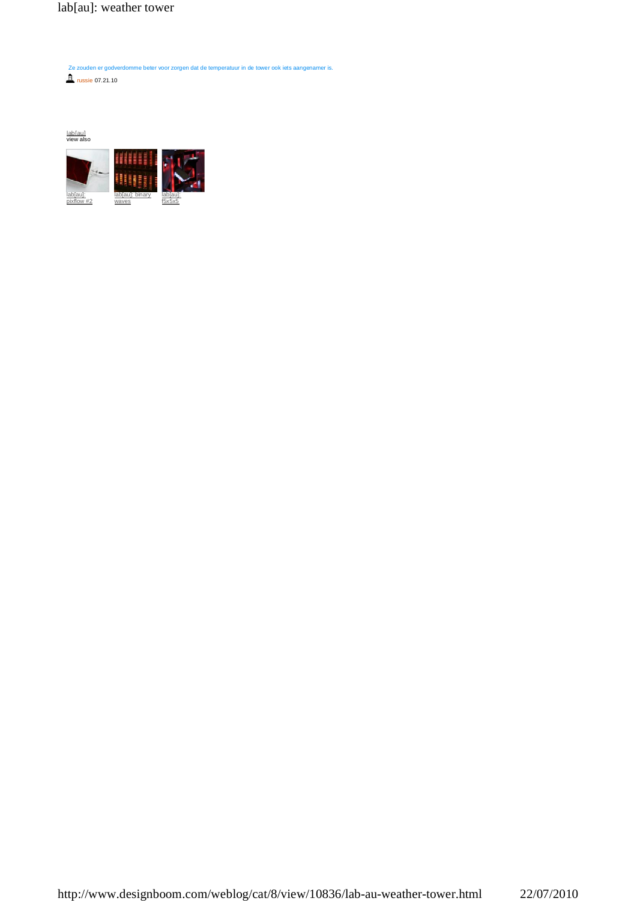Ze zouden er godverdomme beter voor zorgen dat de temperatuur in de tower ook iets aangenamer is.

russie 07.21.10

lab[au]
view also

lab[au]: pixflow #2

lab[au]: binary waves

lab[au]: f5x5x5